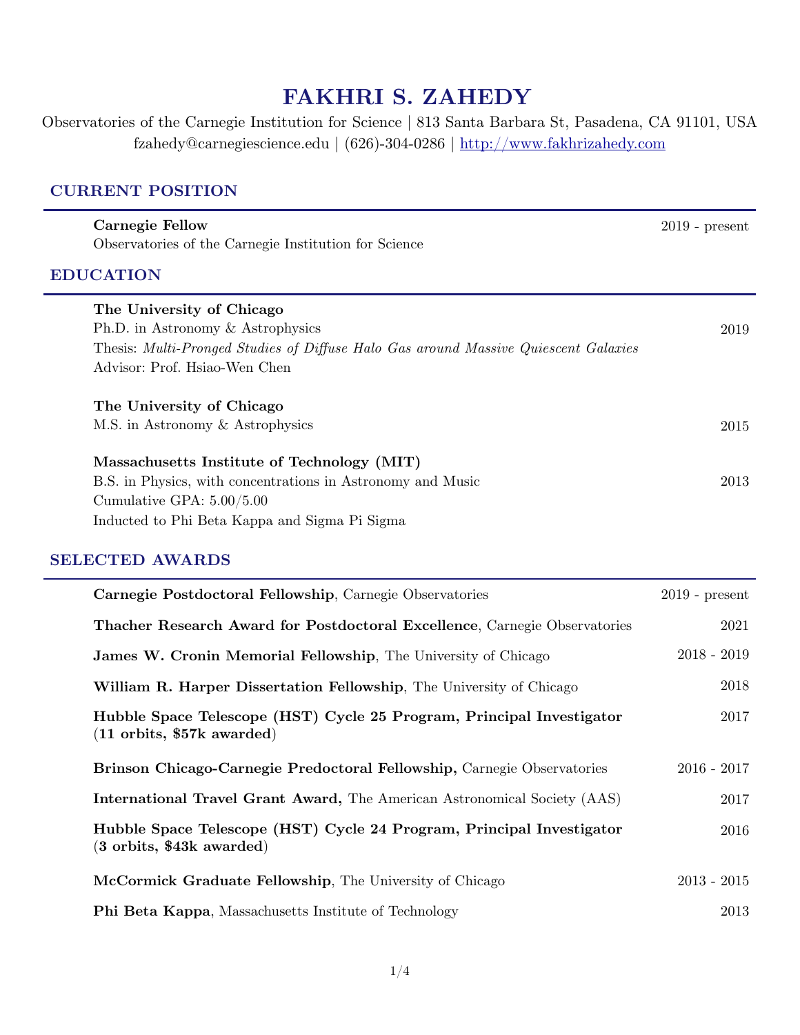# FAKHRI S. ZAHEDY

Observatories of the Carnegie Institution for Science | 813 Santa Barbara St, Pasadena, CA 91101, USA
fzahedy@carnegiescience.edu | (626)-304-0286 | http://www.fakhrizahedy.com

## CURRENT POSITION

**Carnegie Fellow** — 2019 - present
Observatories of the Carnegie Institution for Science

## EDUCATION

**The University of Chicago**
Ph.D. in Astronomy & Astrophysics — 2019
Thesis: *Multi-Pronged Studies of Diffuse Halo Gas around Massive Quiescent Galaxies*
Advisor: Prof. Hsiao-Wen Chen

**The University of Chicago**
M.S. in Astronomy & Astrophysics — 2015

**Massachusetts Institute of Technology (MIT)**
B.S. in Physics, with concentrations in Astronomy and Music — 2013
Cumulative GPA: 5.00/5.00
Inducted to Phi Beta Kappa and Sigma Pi Sigma

## SELECTED AWARDS

- **Carnegie Postdoctoral Fellowship**, Carnegie Observatories — 2019 - present
- **Thacher Research Award for Postdoctoral Excellence**, Carnegie Observatories — 2021
- **James W. Cronin Memorial Fellowship**, The University of Chicago — 2018 - 2019
- **William R. Harper Dissertation Fellowship**, The University of Chicago — 2018
- **Hubble Space Telescope (HST) Cycle 25 Program, Principal Investigator (11 orbits, $57k awarded)** — 2017
- **Brinson Chicago-Carnegie Predoctoral Fellowship,** Carnegie Observatories — 2016 - 2017
- **International Travel Grant Award,** The American Astronomical Society (AAS) — 2017
- **Hubble Space Telescope (HST) Cycle 24 Program, Principal Investigator (3 orbits, $43k awarded)** — 2016
- **McCormick Graduate Fellowship**, The University of Chicago — 2013 - 2015
- **Phi Beta Kappa**, Massachusetts Institute of Technology — 2013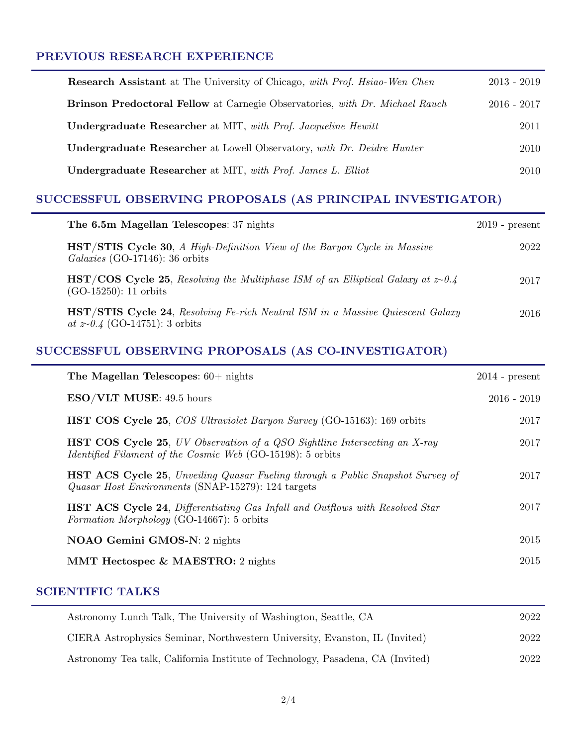## PREVIOUS RESEARCH EXPERIENCE

**Research Assistant** at The University of Chicago, *with Prof. Hsiao-Wen Chen* — 2013 - 2019

**Brinson Predoctoral Fellow** at Carnegie Observatories, *with Dr. Michael Rauch* — 2016 - 2017

**Undergraduate Researcher** at MIT, *with Prof. Jacqueline Hewitt* — 2011

**Undergraduate Researcher** at Lowell Observatory, *with Dr. Deidre Hunter* — 2010

**Undergraduate Researcher** at MIT, *with Prof. James L. Elliot* — 2010

## SUCCESSFUL OBSERVING PROPOSALS (AS PRINCIPAL INVESTIGATOR)

**The 6.5m Magellan Telescopes**: 37 nights — 2019 - present

**HST/STIS Cycle 30**, *A High-Definition View of the Baryon Cycle in Massive Galaxies* (GO-17146): 36 orbits — 2022

**HST/COS Cycle 25**, *Resolving the Multiphase ISM of an Elliptical Galaxy at z∼0.4* (GO-15250): 11 orbits — 2017

**HST/STIS Cycle 24**, *Resolving Fe-rich Neutral ISM in a Massive Quiescent Galaxy at z∼0.4* (GO-14751): 3 orbits — 2016

## SUCCESSFUL OBSERVING PROPOSALS (AS CO-INVESTIGATOR)

**The Magellan Telescopes**: 60+ nights — 2014 - present

**ESO/VLT MUSE**: 49.5 hours — 2016 - 2019

**HST COS Cycle 25**, *COS Ultraviolet Baryon Survey* (GO-15163): 169 orbits — 2017

**HST COS Cycle 25**, *UV Observation of a QSO Sightline Intersecting an X-ray Identified Filament of the Cosmic Web* (GO-15198): 5 orbits — 2017

**HST ACS Cycle 25**, *Unveiling Quasar Fueling through a Public Snapshot Survey of Quasar Host Environments* (SNAP-15279): 124 targets — 2017

**HST ACS Cycle 24**, *Differentiating Gas Infall and Outflows with Resolved Star Formation Morphology* (GO-14667): 5 orbits — 2017

**NOAO Gemini GMOS-N**: 2 nights — 2015

**MMT Hectospec & MAESTRO:** 2 nights — 2015

## SCIENTIFIC TALKS

Astronomy Lunch Talk, The University of Washington, Seattle, CA — 2022

CIERA Astrophysics Seminar, Northwestern University, Evanston, IL (Invited) — 2022

Astronomy Tea talk, California Institute of Technology, Pasadena, CA (Invited) — 2022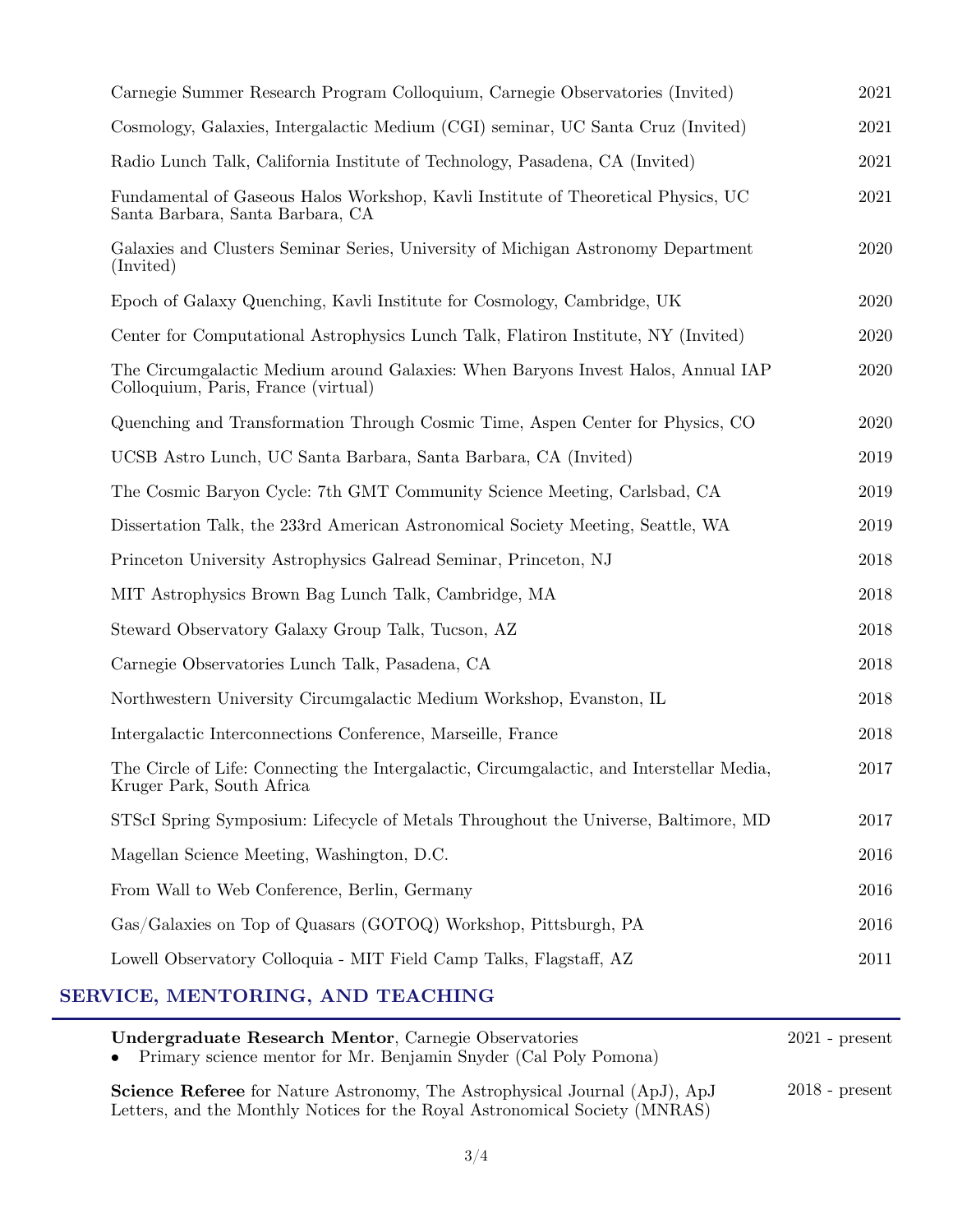Carnegie Summer Research Program Colloquium, Carnegie Observatories (Invited) 2021

Cosmology, Galaxies, Intergalactic Medium (CGI) seminar, UC Santa Cruz (Invited) 2021

Radio Lunch Talk, California Institute of Technology, Pasadena, CA (Invited) 2021

Fundamental of Gaseous Halos Workshop, Kavli Institute of Theoretical Physics, UC Santa Barbara, Santa Barbara, CA 2021

Galaxies and Clusters Seminar Series, University of Michigan Astronomy Department (Invited) 2020

Epoch of Galaxy Quenching, Kavli Institute for Cosmology, Cambridge, UK 2020

Center for Computational Astrophysics Lunch Talk, Flatiron Institute, NY (Invited) 2020

The Circumgalactic Medium around Galaxies: When Baryons Invest Halos, Annual IAP Colloquium, Paris, France (virtual) 2020

Quenching and Transformation Through Cosmic Time, Aspen Center for Physics, CO 2020

UCSB Astro Lunch, UC Santa Barbara, Santa Barbara, CA (Invited) 2019

The Cosmic Baryon Cycle: 7th GMT Community Science Meeting, Carlsbad, CA 2019

Dissertation Talk, the 233rd American Astronomical Society Meeting, Seattle, WA 2019

Princeton University Astrophysics Galread Seminar, Princeton, NJ 2018

MIT Astrophysics Brown Bag Lunch Talk, Cambridge, MA 2018

Steward Observatory Galaxy Group Talk, Tucson, AZ 2018

Carnegie Observatories Lunch Talk, Pasadena, CA 2018

Northwestern University Circumgalactic Medium Workshop, Evanston, IL 2018

Intergalactic Interconnections Conference, Marseille, France 2018

The Circle of Life: Connecting the Intergalactic, Circumgalactic, and Interstellar Media, Kruger Park, South Africa 2017

STScI Spring Symposium: Lifecycle of Metals Throughout the Universe, Baltimore, MD 2017

Magellan Science Meeting, Washington, D.C. 2016

From Wall to Web Conference, Berlin, Germany 2016

Gas/Galaxies on Top of Quasars (GOTOQ) Workshop, Pittsburgh, PA 2016

Lowell Observatory Colloquia - MIT Field Camp Talks, Flagstaff, AZ 2011

## SERVICE, MENTORING, AND TEACHING

**Undergraduate Research Mentor**, Carnegie Observatories 2021 - present

- Primary science mentor for Mr. Benjamin Snyder (Cal Poly Pomona)

**Science Referee** for Nature Astronomy, The Astrophysical Journal (ApJ), ApJ Letters, and the Monthly Notices for the Royal Astronomical Society (MNRAS) 2018 - present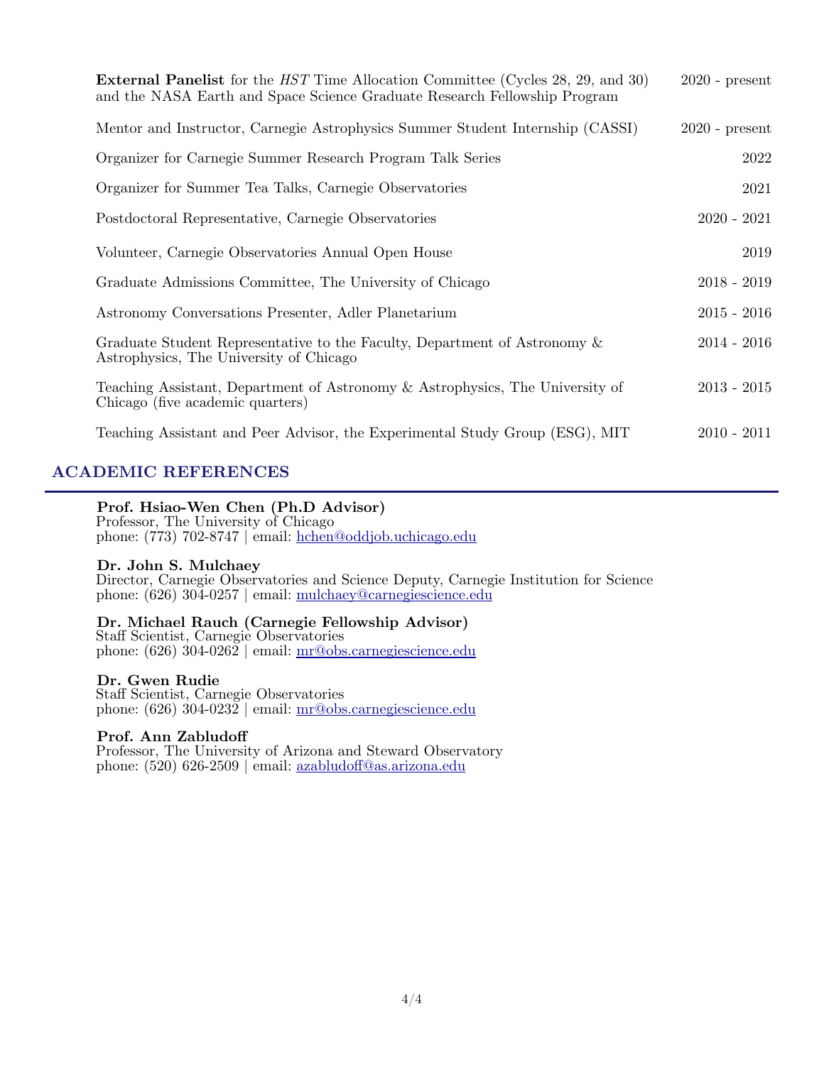**External Panelist** for the *HST* Time Allocation Committee (Cycles 28, 29, and 30) and the NASA Earth and Space Science Graduate Research Fellowship Program — 2020 - present

Mentor and Instructor, Carnegie Astrophysics Summer Student Internship (CASSI) — 2020 - present

Organizer for Carnegie Summer Research Program Talk Series — 2022

Organizer for Summer Tea Talks, Carnegie Observatories — 2021

Postdoctoral Representative, Carnegie Observatories — 2020 - 2021

Volunteer, Carnegie Observatories Annual Open House — 2019

Graduate Admissions Committee, The University of Chicago — 2018 - 2019

Astronomy Conversations Presenter, Adler Planetarium — 2015 - 2016

Graduate Student Representative to the Faculty, Department of Astronomy & Astrophysics, The University of Chicago — 2014 - 2016

Teaching Assistant, Department of Astronomy & Astrophysics, The University of Chicago (five academic quarters) — 2013 - 2015

Teaching Assistant and Peer Advisor, the Experimental Study Group (ESG), MIT — 2010 - 2011

## ACADEMIC REFERENCES

**Prof. Hsiao-Wen Chen (Ph.D Advisor)**
Professor, The University of Chicago
phone: (773) 702-8747 | email: hchen@oddjob.uchicago.edu

**Dr. John S. Mulchaey**
Director, Carnegie Observatories and Science Deputy, Carnegie Institution for Science
phone: (626) 304-0257 | email: mulchaey@carnegiescience.edu

**Dr. Michael Rauch (Carnegie Fellowship Advisor)**
Staff Scientist, Carnegie Observatories
phone: (626) 304-0262 | email: mr@obs.carnegiescience.edu

**Dr. Gwen Rudie**
Staff Scientist, Carnegie Observatories
phone: (626) 304-0232 | email: mr@obs.carnegiescience.edu

**Prof. Ann Zabludoff**
Professor, The University of Arizona and Steward Observatory
phone: (520) 626-2509 | email: azabludoff@as.arizona.edu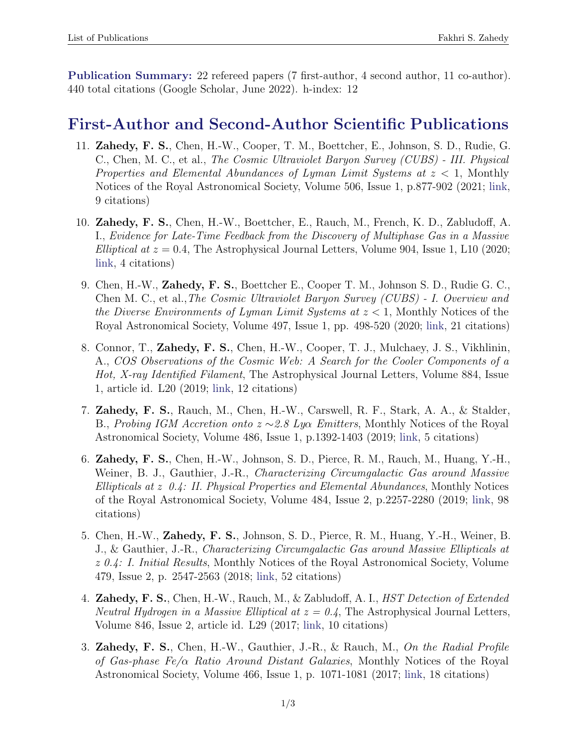**Publication Summary:** 22 refereed papers (7 first-author, 4 second author, 11 co-author). 440 total citations (Google Scholar, June 2022). h-index: 12

# First-Author and Second-Author Scientific Publications

11. **Zahedy, F. S.**, Chen, H.-W., Cooper, T. M., Boettcher, E., Johnson, S. D., Rudie, G. C., Chen, M. C., et al., *The Cosmic Ultraviolet Baryon Survey (CUBS) - III. Physical Properties and Elemental Abundances of Lyman Limit Systems at $z < 1$*, Monthly Notices of the Royal Astronomical Society, Volume 506, Issue 1, p.877-902 (2021; link, 9 citations)

10. **Zahedy, F. S.**, Chen, H.-W., Boettcher, E., Rauch, M., French, K. D., Zabludoff, A. I., *Evidence for Late-Time Feedback from the Discovery of Multiphase Gas in a Massive Elliptical at $z = 0.4$*, The Astrophysical Journal Letters, Volume 904, Issue 1, L10 (2020; link, 4 citations)

9. Chen, H.-W., **Zahedy, F. S.**, Boettcher E., Cooper T. M., Johnson S. D., Rudie G. C., Chen M. C., et al.,*The Cosmic Ultraviolet Baryon Survey (CUBS) - I. Overview and the Diverse Environments of Lyman Limit Systems at $z < 1$*, Monthly Notices of the Royal Astronomical Society, Volume 497, Issue 1, pp. 498-520 (2020; link, 21 citations)

8. Connor, T., **Zahedy, F. S.**, Chen, H.-W., Cooper, T. J., Mulchaey, J. S., Vikhlinin, A., *COS Observations of the Cosmic Web: A Search for the Cooler Components of a Hot, X-ray Identified Filament*, The Astrophysical Journal Letters, Volume 884, Issue 1, article id. L20 (2019; link, 12 citations)

7. **Zahedy, F. S.**, Rauch, M., Chen, H.-W., Carswell, R. F., Stark, A. A., & Stalder, B., *Probing IGM Accretion onto $z \sim 2.8$ Ly$\alpha$ Emitters*, Monthly Notices of the Royal Astronomical Society, Volume 486, Issue 1, p.1392-1403 (2019; link, 5 citations)

6. **Zahedy, F. S.**, Chen, H.-W., Johnson, S. D., Pierce, R. M., Rauch, M., Huang, Y.-H., Weiner, B. J., Gauthier, J.-R., *Characterizing Circumgalactic Gas around Massive Ellipticals at z 0.4: II. Physical Properties and Elemental Abundances*, Monthly Notices of the Royal Astronomical Society, Volume 484, Issue 2, p.2257-2280 (2019; link, 98 citations)

5. Chen, H.-W., **Zahedy, F. S.**, Johnson, S. D., Pierce, R. M., Huang, Y.-H., Weiner, B. J., & Gauthier, J.-R., *Characterizing Circumgalactic Gas around Massive Ellipticals at z 0.4: I. Initial Results*, Monthly Notices of the Royal Astronomical Society, Volume 479, Issue 2, p. 2547-2563 (2018; link, 52 citations)

4. **Zahedy, F. S.**, Chen, H.-W., Rauch, M., & Zabludoff, A. I., *HST Detection of Extended Neutral Hydrogen in a Massive Elliptical at $z = 0.4$*, The Astrophysical Journal Letters, Volume 846, Issue 2, article id. L29 (2017; link, 10 citations)

3. **Zahedy, F. S.**, Chen, H.-W., Gauthier, J.-R., & Rauch, M., *On the Radial Profile of Gas-phase Fe/$\alpha$ Ratio Around Distant Galaxies*, Monthly Notices of the Royal Astronomical Society, Volume 466, Issue 1, p. 1071-1081 (2017; link, 18 citations)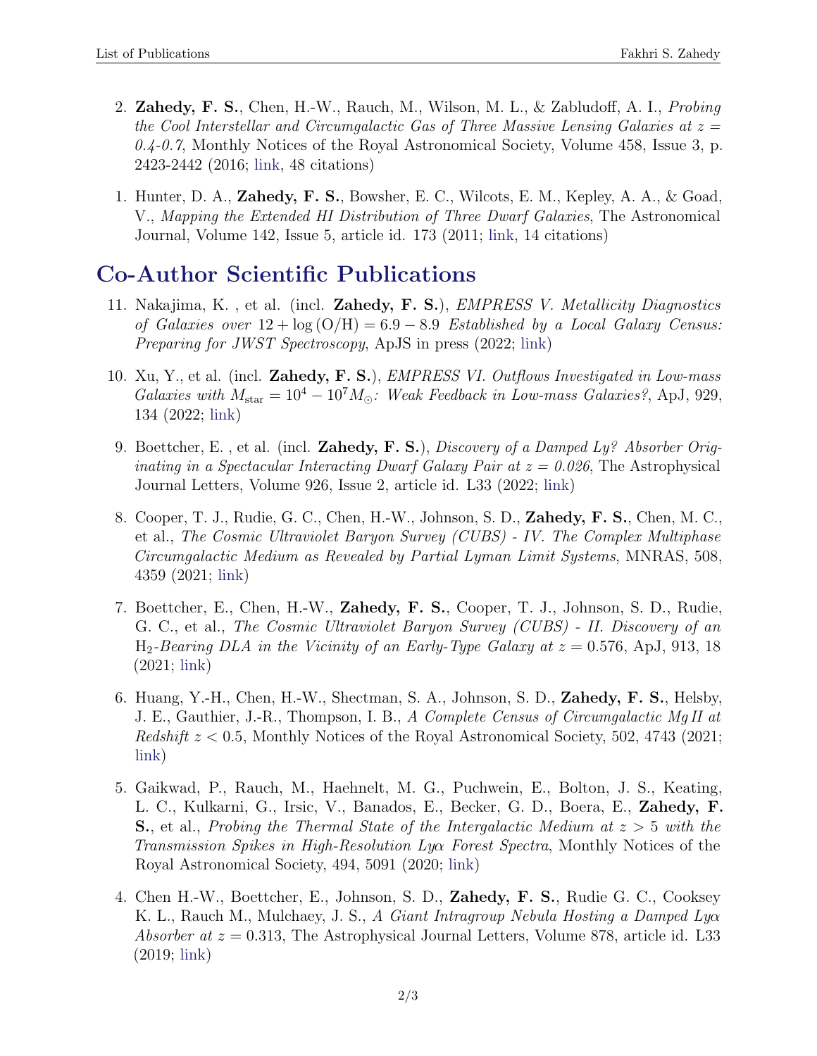2. **Zahedy, F. S.**, Chen, H.-W., Rauch, M., Wilson, M. L., & Zabludoff, A. I., *Probing the Cool Interstellar and Circumgalactic Gas of Three Massive Lensing Galaxies at z = 0.4-0.7*, Monthly Notices of the Royal Astronomical Society, Volume 458, Issue 3, p. 2423-2442 (2016; link, 48 citations)

1. Hunter, D. A., **Zahedy, F. S.**, Bowsher, E. C., Wilcots, E. M., Kepley, A. A., & Goad, V., *Mapping the Extended HI Distribution of Three Dwarf Galaxies*, The Astronomical Journal, Volume 142, Issue 5, article id. 173 (2011; link, 14 citations)

## Co-Author Scientific Publications

11. Nakajima, K. , et al. (incl. **Zahedy, F. S.**), *EMPRESS V. Metallicity Diagnostics of Galaxies over* $12 + \log(\mathrm{O/H}) = 6.9 - 8.9$ *Established by a Local Galaxy Census: Preparing for JWST Spectroscopy*, ApJS in press (2022; link)

10. Xu, Y., et al. (incl. **Zahedy, F. S.**), *EMPRESS VI. Outflows Investigated in Low-mass Galaxies with* $M_{\mathrm{star}} = 10^4 - 10^7 M_\odot$*: Weak Feedback in Low-mass Galaxies?*, ApJ, 929, 134 (2022; link)

9. Boettcher, E. , et al. (incl. **Zahedy, F. S.**), *Discovery of a Damped Ly? Absorber Originating in a Spectacular Interacting Dwarf Galaxy Pair at z = 0.026*, The Astrophysical Journal Letters, Volume 926, Issue 2, article id. L33 (2022; link)

8. Cooper, T. J., Rudie, G. C., Chen, H.-W., Johnson, S. D., **Zahedy, F. S.**, Chen, M. C., et al., *The Cosmic Ultraviolet Baryon Survey (CUBS) - IV. The Complex Multiphase Circumgalactic Medium as Revealed by Partial Lyman Limit Systems*, MNRAS, 508, 4359 (2021; link)

7. Boettcher, E., Chen, H.-W., **Zahedy, F. S.**, Cooper, T. J., Johnson, S. D., Rudie, G. C., et al., *The Cosmic Ultraviolet Baryon Survey (CUBS) - II. Discovery of an* $\mathrm{H_2}$*-Bearing DLA in the Vicinity of an Early-Type Galaxy at* $z = 0.576$, ApJ, 913, 18 (2021; link)

6. Huang, Y.-H., Chen, H.-W., Shectman, S. A., Johnson, S. D., **Zahedy, F. S.**, Helsby, J. E., Gauthier, J.-R., Thompson, I. B., *A Complete Census of Circumgalactic Mg II at Redshift* $z < 0.5$, Monthly Notices of the Royal Astronomical Society, 502, 4743 (2021; link)

5. Gaikwad, P., Rauch, M., Haehnelt, M. G., Puchwein, E., Bolton, J. S., Keating, L. C., Kulkarni, G., Irsic, V., Banados, E., Becker, G. D., Boera, E., **Zahedy, F. S.**, et al., *Probing the Thermal State of the Intergalactic Medium at* $z > 5$ *with the Transmission Spikes in High-Resolution Ly*$\alpha$ *Forest Spectra*, Monthly Notices of the Royal Astronomical Society, 494, 5091 (2020; link)

4. Chen H.-W., Boettcher, E., Johnson, S. D., **Zahedy, F. S.**, Rudie G. C., Cooksey K. L., Rauch M., Mulchaey, J. S., *A Giant Intragroup Nebula Hosting a Damped Ly*$\alpha$ *Absorber at* $z = 0.313$, The Astrophysical Journal Letters, Volume 878, article id. L33 (2019; link)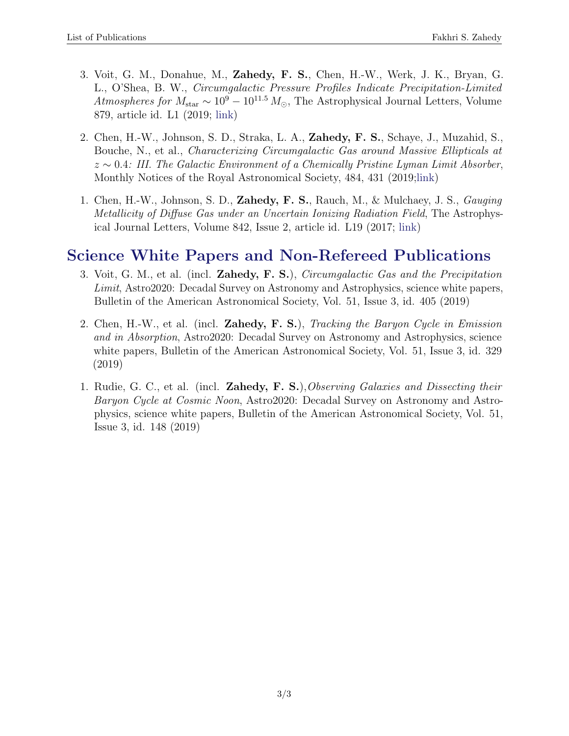3. Voit, G. M., Donahue, M., **Zahedy, F. S.**, Chen, H.-W., Werk, J. K., Bryan, G. L., O'Shea, B. W., *Circumgalactic Pressure Profiles Indicate Precipitation-Limited Atmospheres for* $M_{\rm star} \sim 10^9 - 10^{11.5}\, M_\odot$, The Astrophysical Journal Letters, Volume 879, article id. L1 (2019; link)

2. Chen, H.-W., Johnson, S. D., Straka, L. A., **Zahedy, F. S.**, Schaye, J., Muzahid, S., Bouche, N., et al., *Characterizing Circumgalactic Gas around Massive Ellipticals at* $z \sim 0.4$*: III. The Galactic Environment of a Chemically Pristine Lyman Limit Absorber*, Monthly Notices of the Royal Astronomical Society, 484, 431 (2019;link)

1. Chen, H.-W., Johnson, S. D., **Zahedy, F. S.**, Rauch, M., & Mulchaey, J. S., *Gauging Metallicity of Diffuse Gas under an Uncertain Ionizing Radiation Field*, The Astrophysical Journal Letters, Volume 842, Issue 2, article id. L19 (2017; link)

# Science White Papers and Non-Refereed Publications

3. Voit, G. M., et al. (incl. **Zahedy, F. S.**), *Circumgalactic Gas and the Precipitation Limit*, Astro2020: Decadal Survey on Astronomy and Astrophysics, science white papers, Bulletin of the American Astronomical Society, Vol. 51, Issue 3, id. 405 (2019)

2. Chen, H.-W., et al. (incl. **Zahedy, F. S.**), *Tracking the Baryon Cycle in Emission and in Absorption*, Astro2020: Decadal Survey on Astronomy and Astrophysics, science white papers, Bulletin of the American Astronomical Society, Vol. 51, Issue 3, id. 329 (2019)

1. Rudie, G. C., et al. (incl. **Zahedy, F. S.**),*Observing Galaxies and Dissecting their Baryon Cycle at Cosmic Noon*, Astro2020: Decadal Survey on Astronomy and Astrophysics, science white papers, Bulletin of the American Astronomical Society, Vol. 51, Issue 3, id. 148 (2019)